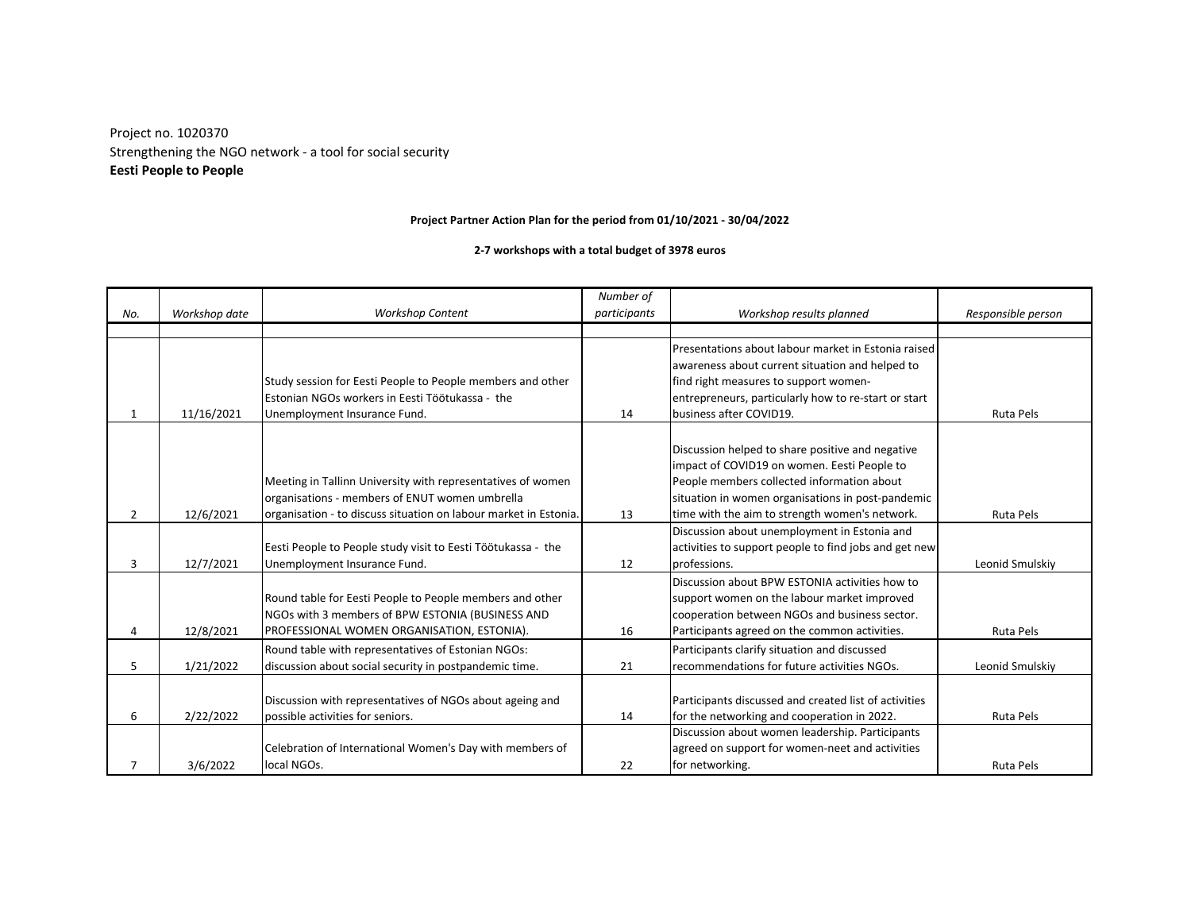Project no. 1020370

Strengthening the NGO network - a tool for social security

**Eesti People to People**

**Project Partner Action Plan for the period from 01/10/2021 - 30/04/2022**

**2-7 workshops with a total budget of 3978 euros**

| *No.* | *Workshop date* | *Workshop Content* | *Number of participants* | *Workshop results planned* | *Responsible person* |
|---|---|---|---|---|---|
| 1 | 11/16/2021 | Study session for Eesti People to People members and other Estonian NGOs workers in Eesti Töötukassa - the Unemployment Insurance Fund. | 14 | Presentations about labour market in Estonia raised awareness about current situation and helped to find right measures to support women-entrepreneurs, particularly how to re-start or start business after COVID19. | Ruta Pels |
| 2 | 12/6/2021 | Meeting in Tallinn University with representatives of women organisations - members of ENUT women umbrella organisation - to discuss situation on labour market in Estonia. | 13 | Discussion helped to share positive and negative impact of COVID19 on women. Eesti People to People members collected information about situation in women organisations in post-pandemic time with the aim to strength women's network. | Ruta Pels |
| 3 | 12/7/2021 | Eesti People to People study visit to Eesti Töötukassa - the Unemployment Insurance Fund. | 12 | Discussion about unemployment in Estonia and activities to support people to find jobs and get new professions. | Leonid Smulskiy |
| 4 | 12/8/2021 | Round table for Eesti People to People members and other NGOs with 3 members of BPW ESTONIA (BUSINESS AND PROFESSIONAL WOMEN ORGANISATION, ESTONIA). | 16 | Discussion about BPW ESTONIA activities how to support women on the labour market improved cooperation between NGOs and business sector. Participants agreed on the common activities. | Ruta Pels |
| 5 | 1/21/2022 | Round table with representatives of Estonian NGOs: discussion about social security in postpandemic time. | 21 | Participants clarify situation and discussed recommendations for future activities NGOs. | Leonid Smulskiy |
| 6 | 2/22/2022 | Discussion with representatives of NGOs about ageing and possible activities for seniors. | 14 | Participants discussed and created list of activities for the networking and cooperation in 2022. | Ruta Pels |
| 7 | 3/6/2022 | Celebration of International Women's Day with members of local NGOs. | 22 | Discussion about women leadership. Participants agreed on support for women-neet and activities for networking. | Ruta Pels |